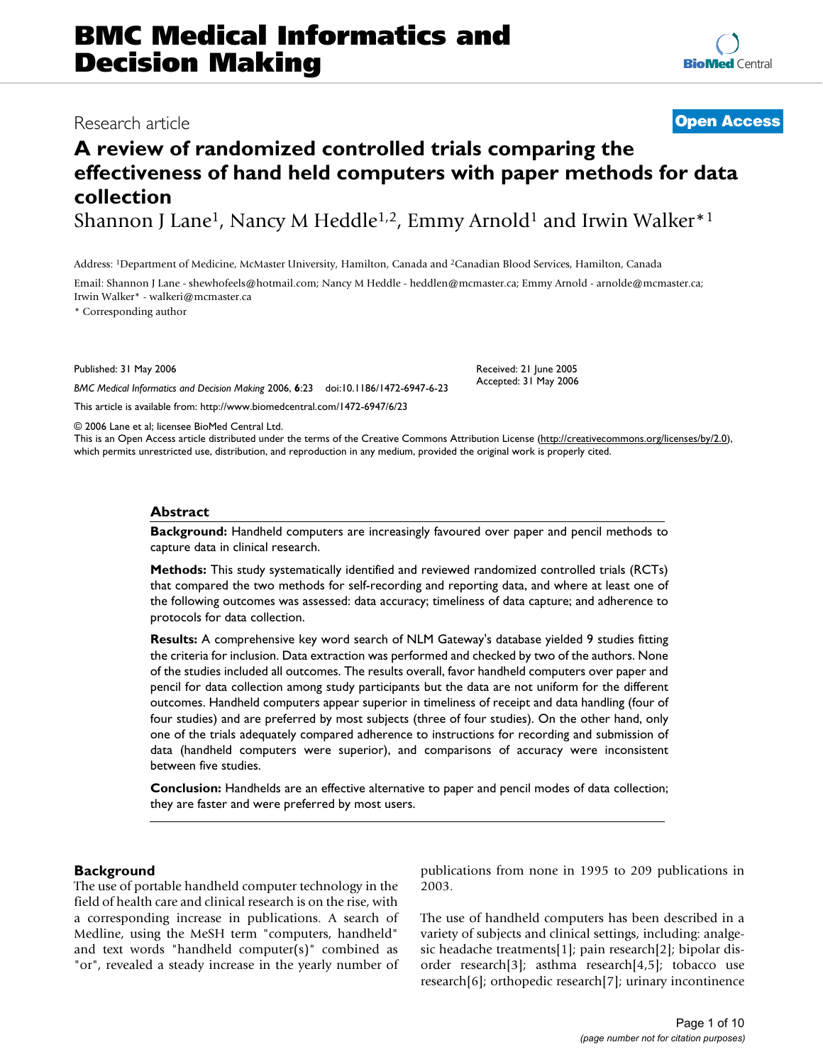# BMC Medical Informatics and Decision Making

Research article

**Open Access**

# A review of randomized controlled trials comparing the effectiveness of hand held computers with paper methods for data collection

Shannon J Lane[1], Nancy M Heddle[1,2], Emmy Arnold[1] and Irwin Walker*[1]

Address: [1]Department of Medicine, McMaster University, Hamilton, Canada and [2]Canadian Blood Services, Hamilton, Canada

Email: Shannon J Lane - shewhofeels@hotmail.com; Nancy M Heddle - heddlen@mcmaster.ca; Emmy Arnold - arnolde@mcmaster.ca; Irwin Walker* - walkeri@mcmaster.ca

\* Corresponding author

Published: 31 May 2006

*BMC Medical Informatics and Decision Making* 2006, **6**:23 doi:10.1186/1472-6947-6-23

Received: 21 June 2005
Accepted: 31 May 2006

This article is available from: http://www.biomedcentral.com/1472-6947/6/23

© 2006 Lane et al; licensee BioMed Central Ltd.
This is an Open Access article distributed under the terms of the Creative Commons Attribution License (http://creativecommons.org/licenses/by/2.0), which permits unrestricted use, distribution, and reproduction in any medium, provided the original work is properly cited.

## Abstract

**Background:** Handheld computers are increasingly favoured over paper and pencil methods to capture data in clinical research.

**Methods:** This study systematically identified and reviewed randomized controlled trials (RCTs) that compared the two methods for self-recording and reporting data, and where at least one of the following outcomes was assessed: data accuracy; timeliness of data capture; and adherence to protocols for data collection.

**Results:** A comprehensive key word search of NLM Gateway's database yielded 9 studies fitting the criteria for inclusion. Data extraction was performed and checked by two of the authors. None of the studies included all outcomes. The results overall, favor handheld computers over paper and pencil for data collection among study participants but the data are not uniform for the different outcomes. Handheld computers appear superior in timeliness of receipt and data handling (four of four studies) and are preferred by most subjects (three of four studies). On the other hand, only one of the trials adequately compared adherence to instructions for recording and submission of data (handheld computers were superior), and comparisons of accuracy were inconsistent between five studies.

**Conclusion:** Handhelds are an effective alternative to paper and pencil modes of data collection; they are faster and were preferred by most users.

## Background

The use of portable handheld computer technology in the field of health care and clinical research is on the rise, with a corresponding increase in publications. A search of Medline, using the MeSH term "computers, handheld" and text words "handheld computer(s)" combined as "or", revealed a steady increase in the yearly number of publications from none in 1995 to 209 publications in 2003.

The use of handheld computers has been described in a variety of subjects and clinical settings, including: analgesic headache treatments[1]; pain research[2]; bipolar disorder research[3]; asthma research[4,5]; tobacco use research[6]; orthopedic research[7]; urinary incontinence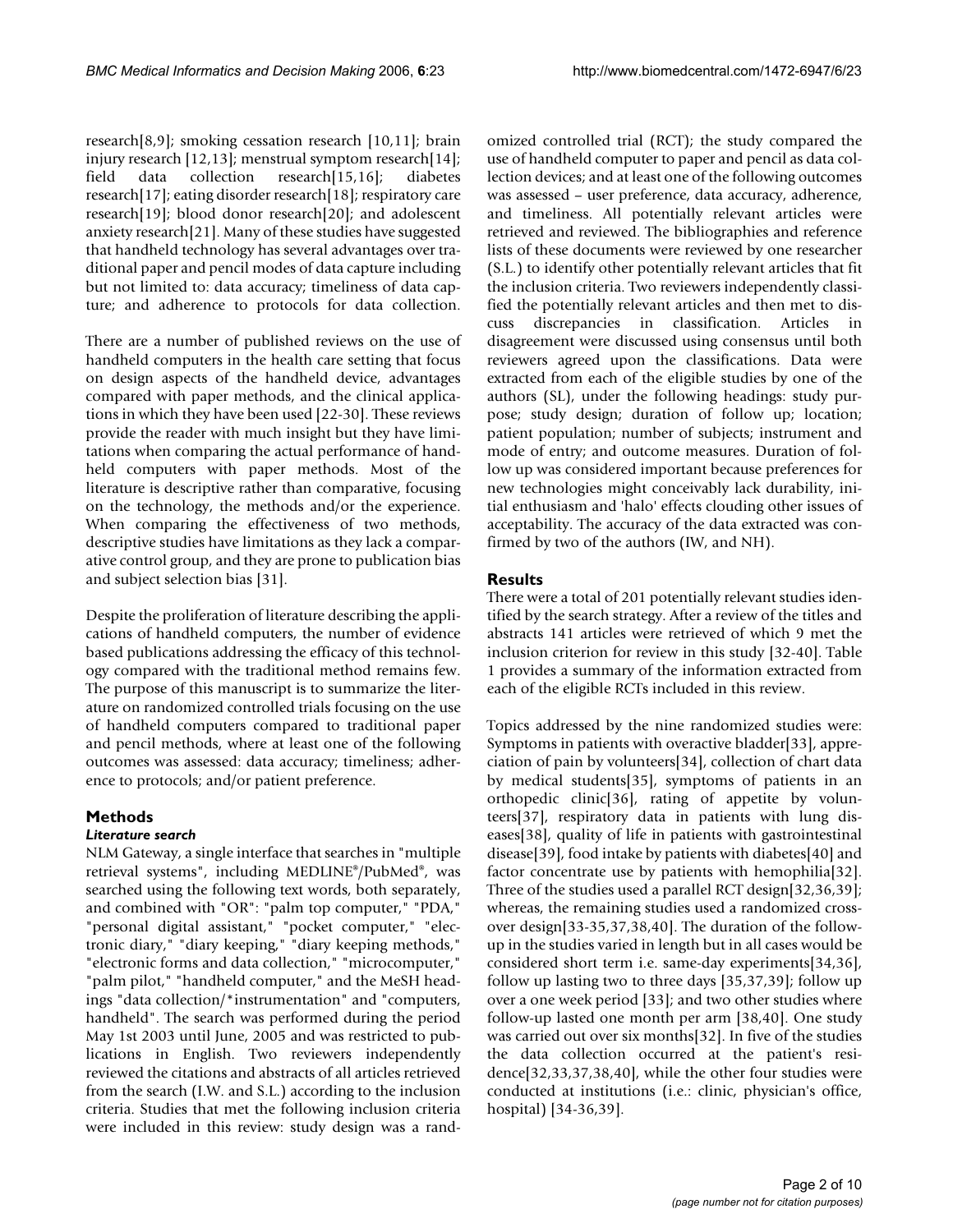research[8,9]; smoking cessation research [10,11]; brain injury research [12,13]; menstrual symptom research[14]; field data collection research[15,16]; diabetes research[17]; eating disorder research[18]; respiratory care research[19]; blood donor research[20]; and adolescent anxiety research[21]. Many of these studies have suggested that handheld technology has several advantages over traditional paper and pencil modes of data capture including but not limited to: data accuracy; timeliness of data capture; and adherence to protocols for data collection.

There are a number of published reviews on the use of handheld computers in the health care setting that focus on design aspects of the handheld device, advantages compared with paper methods, and the clinical applications in which they have been used [22-30]. These reviews provide the reader with much insight but they have limitations when comparing the actual performance of handheld computers with paper methods. Most of the literature is descriptive rather than comparative, focusing on the technology, the methods and/or the experience. When comparing the effectiveness of two methods, descriptive studies have limitations as they lack a comparative control group, and they are prone to publication bias and subject selection bias [31].

Despite the proliferation of literature describing the applications of handheld computers, the number of evidence based publications addressing the efficacy of this technology compared with the traditional method remains few. The purpose of this manuscript is to summarize the literature on randomized controlled trials focusing on the use of handheld computers compared to traditional paper and pencil methods, where at least one of the following outcomes was assessed: data accuracy; timeliness; adherence to protocols; and/or patient preference.

## Methods

### *Literature search*

NLM Gateway, a single interface that searches in "multiple retrieval systems", including MEDLINE®/PubMed®, was searched using the following text words, both separately, and combined with "OR": "palm top computer," "PDA," "personal digital assistant," "pocket computer," "electronic diary," "diary keeping," "diary keeping methods," "electronic forms and data collection," "microcomputer," "palm pilot," "handheld computer," and the MeSH headings "data collection/*instrumentation" and "computers, handheld". The search was performed during the period May 1st 2003 until June, 2005 and was restricted to publications in English. Two reviewers independently reviewed the citations and abstracts of all articles retrieved from the search (I.W. and S.L.) according to the inclusion criteria. Studies that met the following inclusion criteria were included in this review: study design was a randomized controlled trial (RCT); the study compared the use of handheld computer to paper and pencil as data collection devices; and at least one of the following outcomes was assessed – user preference, data accuracy, adherence, and timeliness. All potentially relevant articles were retrieved and reviewed. The bibliographies and reference lists of these documents were reviewed by one researcher (S.L.) to identify other potentially relevant articles that fit the inclusion criteria. Two reviewers independently classified the potentially relevant articles and then met to discuss discrepancies in classification. Articles in disagreement were discussed using consensus until both reviewers agreed upon the classifications. Data were extracted from each of the eligible studies by one of the authors (SL), under the following headings: study purpose; study design; duration of follow up; location; patient population; number of subjects; instrument and mode of entry; and outcome measures. Duration of follow up was considered important because preferences for new technologies might conceivably lack durability, initial enthusiasm and 'halo' effects clouding other issues of acceptability. The accuracy of the data extracted was confirmed by two of the authors (IW, and NH).

## Results

There were a total of 201 potentially relevant studies identified by the search strategy. After a review of the titles and abstracts 141 articles were retrieved of which 9 met the inclusion criterion for review in this study [32-40]. Table 1 provides a summary of the information extracted from each of the eligible RCTs included in this review.

Topics addressed by the nine randomized studies were: Symptoms in patients with overactive bladder[33], appreciation of pain by volunteers[34], collection of chart data by medical students[35], symptoms of patients in an orthopedic clinic[36], rating of appetite by volunteers[37], respiratory data in patients with lung diseases[38], quality of life in patients with gastrointestinal disease[39], food intake by patients with diabetes[40] and factor concentrate use by patients with hemophilia[32]. Three of the studies used a parallel RCT design[32,36,39]; whereas, the remaining studies used a randomized crossover design[33-35,37,38,40]. The duration of the follow-up in the studies varied in length but in all cases would be considered short term i.e. same-day experiments[34,36], follow up lasting two to three days [35,37,39]; follow up over a one week period [33]; and two other studies where follow-up lasted one month per arm [38,40]. One study was carried out over six months[32]. In five of the studies the data collection occurred at the patient's residence[32,33,37,38,40], while the other four studies were conducted at institutions (i.e.: clinic, physician's office, hospital) [34-36,39].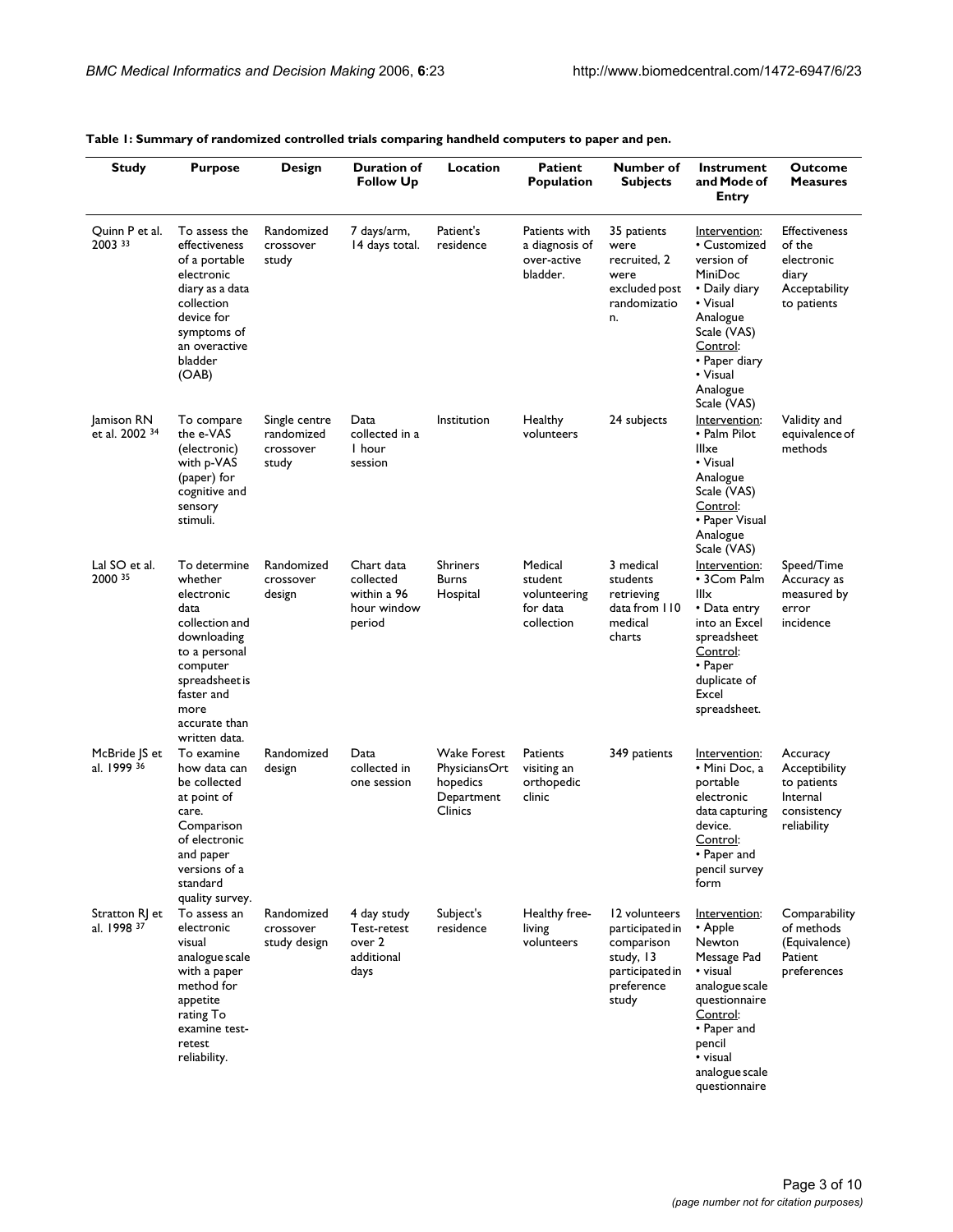**Table 1: Summary of randomized controlled trials comparing handheld computers to paper and pen.**

| Study | Purpose | Design | Duration of Follow Up | Location | Patient Population | Number of Subjects | Instrument and Mode of Entry | Outcome Measures |
|---|---|---|---|---|---|---|---|---|
| Quinn P et al. 2003 [33] | To assess the effectiveness of a portable electronic diary as a data collection device for symptoms of an overactive bladder (OAB) | Randomized crossover study | 7 days/arm, 14 days total. | Patient's residence | Patients with a diagnosis of over-active bladder. | 35 patients were recruited, 2 were excluded post randomization. | Intervention: • Customized version of MiniDoc • Daily diary • Visual Analogue Scale (VAS) Control: • Paper diary • Visual Analogue Scale (VAS) | Effectiveness of the electronic diary Acceptability to patients |
| Jamison RN et al. 2002 [34] | To compare the e-VAS (electronic) with p-VAS (paper) for cognitive and sensory stimuli. | Single centre randomized crossover study | Data collected in a 1 hour session | Institution | Healthy volunteers | 24 subjects | Intervention: • Palm Pilot IIIxe • Visual Analogue Scale (VAS) Control: • Paper Visual Analogue Scale (VAS) | Validity and equivalence of methods |
| Lal SO et al. 2000 [35] | To determine whether electronic data collection and downloading to a personal computer spreadsheet is faster and more accurate than written data. | Randomized crossover design | Chart data collected within a 96 hour window period | Shriners Burns Hospital | Medical student volunteering for data collection | 3 medical students retrieving data from 110 medical charts | Intervention: • 3Com Palm IIIx • Data entry into an Excel spreadsheet Control: • Paper duplicate of Excel spreadsheet. | Speed/Time Accuracy as measured by error incidence |
| McBride JS et al. 1999 [36] | To examine how data can be collected at point of care. Comparison of electronic and paper versions of a standard quality survey. | Randomized design | Data collected in one session | Wake Forest PhysiciansOrthopedics Department Clinics | Patients visiting an orthopedic clinic | 349 patients | Intervention: • Mini Doc, a portable electronic data capturing device. Control: • Paper and pencil survey form | Accuracy Acceptibility to patients Internal consistency reliability |
| Stratton RJ et al. 1998 [37] | To assess an electronic visual analogue scale with a paper method for appetite rating To examine test-retest reliability. | Randomized crossover study design | 4 day study Test-retest over 2 additional days | Subject's residence | Healthy free-living volunteers | 12 volunteers participated in comparison study, 13 participated in preference study | Intervention: • Apple Newton Message Pad • visual analogue scale questionnaire Control: • Paper and pencil • visual analogue scale questionnaire | Comparability of methods (Equivalence) Patient preferences |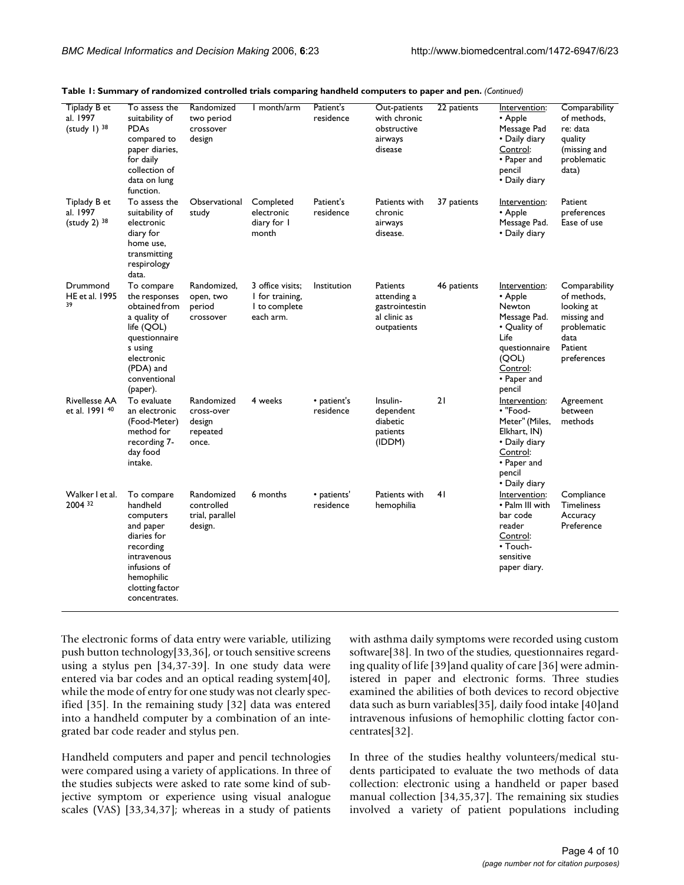**Table 1: Summary of randomized controlled trials comparing handheld computers to paper and pen.** *(Continued)*

| | | | | | | | | |
|---|---|---|---|---|---|---|---|---|
| Tiplady B et al. 1997 (study 1) [38] | To assess the suitability of PDAs compared to paper diaries, for daily collection of data on lung function. | Randomized two period crossover design | 1 month/arm | Patient's residence | Out-patients with chronic obstructive airways disease | 22 patients | Intervention: • Apple Message Pad • Daily diary Control: • Paper and pencil • Daily diary | Comparability of methods, re: data quality (missing and problematic data) |
| Tiplady B et al. 1997 (study 2) [38] | To assess the suitability of electronic diary for home use, transmitting respirology data. | Observational study | Completed electronic diary for 1 month | Patient's residence | Patients with chronic airways disease. | 37 patients | Intervention: • Apple Message Pad. • Daily diary | Patient preferences Ease of use |
| Drummond HE et al. 1995 [39] | To compare the responses obtained from a quality of life (QOL) questionnaires using electronic (PDA) and conventional (paper). | Randomized, open, two period crossover | 3 office visits; 1 for training, 1 to complete each arm. | Institution | Patients attending a gastrointestinal clinic as outpatients | 46 patients | Intervention: • Apple Newton Message Pad. • Quality of Life questionnaire (QOL) Control: • Paper and pencil | Comparability of methods, looking at missing and problematic data Patient preferences |
| Rivellesse AA et al. 1991 [40] | To evaluate an electronic (Food-Meter) method for recording 7-day food intake. | Randomized cross-over design repeated once. | 4 weeks | • patient's residence | Insulin-dependent diabetic patients (IDDM) | 21 | Intervention: • "Food-Meter" (Miles, Elkhart, IN) • Daily diary Control: • Paper and pencil • Daily diary | Agreement between methods |
| Walker I et al. 2004 [32] | To compare handheld computers and paper diaries for recording intravenous infusions of hemophilic clotting factor concentrates. | Randomized controlled trial, parallel design. | 6 months | • patients' residence | Patients with hemophilia | 41 | Intervention: • Palm III with bar code reader Control: • Touch-sensitive paper diary. | Compliance Timeliness Accuracy Preference |

The electronic forms of data entry were variable, utilizing push button technology[33,36], or touch sensitive screens using a stylus pen [34,37-39]. In one study data were entered via bar codes and an optical reading system[40], while the mode of entry for one study was not clearly specified [35]. In the remaining study [32] data was entered into a handheld computer by a combination of an integrated bar code reader and stylus pen.

Handheld computers and paper and pencil technologies were compared using a variety of applications. In three of the studies subjects were asked to rate some kind of subjective symptom or experience using visual analogue scales (VAS) [33,34,37]; whereas in a study of patients with asthma daily symptoms were recorded using custom software[38]. In two of the studies, questionnaires regarding quality of life [39]and quality of care [36] were administered in paper and electronic forms. Three studies examined the abilities of both devices to record objective data such as burn variables[35], daily food intake [40]and intravenous infusions of hemophilic clotting factor concentrates[32].

In three of the studies healthy volunteers/medical students participated to evaluate the two methods of data collection: electronic using a handheld or paper based manual collection [34,35,37]. The remaining six studies involved a variety of patient populations including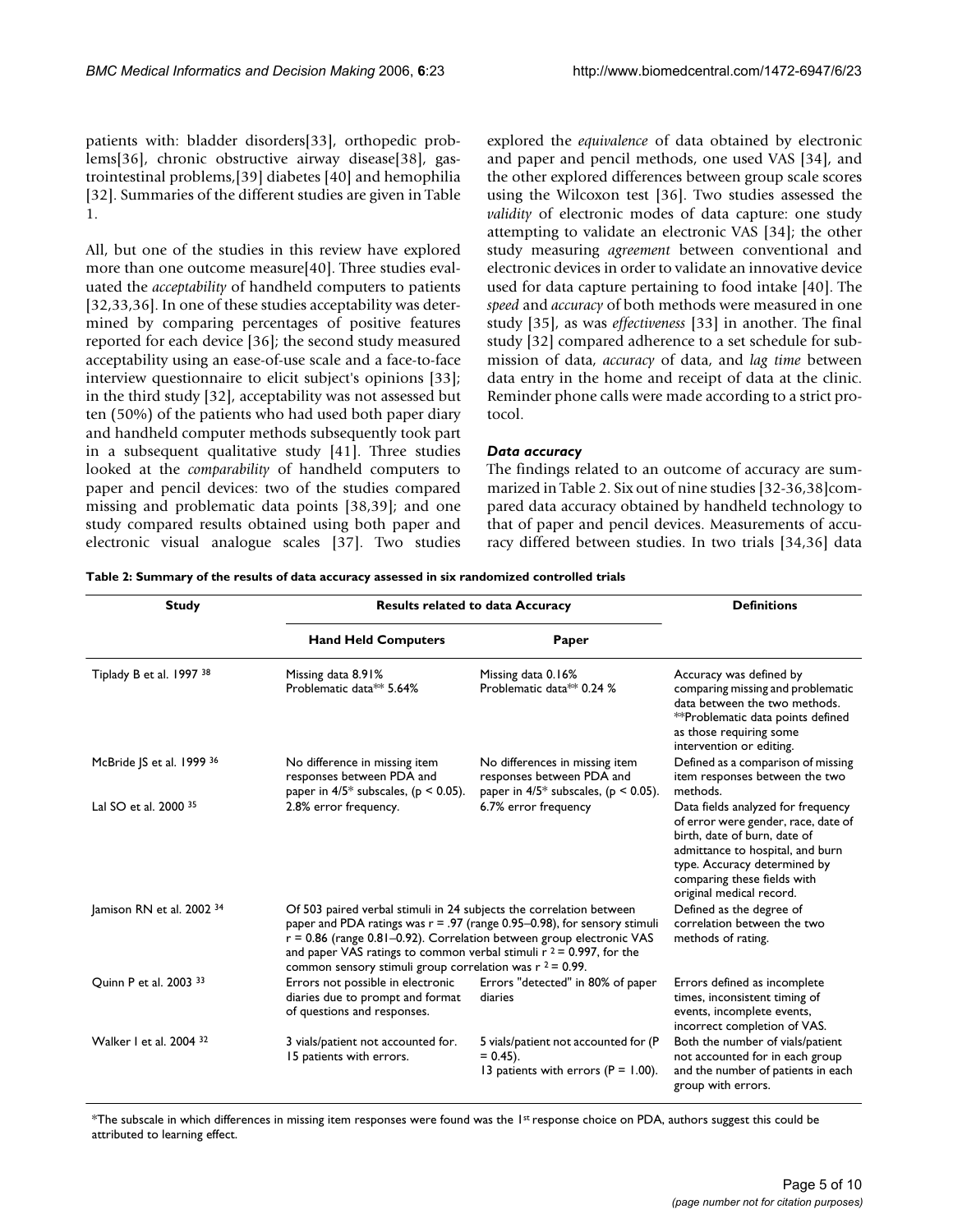patients with: bladder disorders[33], orthopedic problems[36], chronic obstructive airway disease[38], gastrointestinal problems,[39] diabetes [40] and hemophilia [32]. Summaries of the different studies are given in Table 1.

All, but one of the studies in this review have explored more than one outcome measure[40]. Three studies evaluated the *acceptability* of handheld computers to patients [32,33,36]. In one of these studies acceptability was determined by comparing percentages of positive features reported for each device [36]; the second study measured acceptability using an ease-of-use scale and a face-to-face interview questionnaire to elicit subject's opinions [33]; in the third study [32], acceptability was not assessed but ten (50%) of the patients who had used both paper diary and handheld computer methods subsequently took part in a subsequent qualitative study [41]. Three studies looked at the *comparability* of handheld computers to paper and pencil devices: two of the studies compared missing and problematic data points [38,39]; and one study compared results obtained using both paper and electronic visual analogue scales [37]. Two studies explored the *equivalence* of data obtained by electronic and paper and pencil methods, one used VAS [34], and the other explored differences between group scale scores using the Wilcoxon test [36]. Two studies assessed the *validity* of electronic modes of data capture: one study attempting to validate an electronic VAS [34]; the other study measuring *agreement* between conventional and electronic devices in order to validate an innovative device used for data capture pertaining to food intake [40]. The *speed* and *accuracy* of both methods were measured in one study [35], as was *effectiveness* [33] in another. The final study [32] compared adherence to a set schedule for submission of data, *accuracy* of data, and *lag time* between data entry in the home and receipt of data at the clinic. Reminder phone calls were made according to a strict protocol.

### *Data accuracy*

The findings related to an outcome of accuracy are summarized in Table 2. Six out of nine studies [32-36,38]compared data accuracy obtained by handheld technology to that of paper and pencil devices. Measurements of accuracy differed between studies. In two trials [34,36] data

**Table 2: Summary of the results of data accuracy assessed in six randomized controlled trials**

| Study | Results related to data Accuracy | | Definitions |
|---|---|---|---|
| | **Hand Held Computers** | **Paper** | |
| Tiplady B et al. 1997 [38] | Missing data 8.91%<br>Problematic data** 5.64% | Missing data 0.16%<br>Problematic data** 0.24 % | Accuracy was defined by comparing missing and problematic data between the two methods. **Problematic data points defined as those requiring some intervention or editing. |
| McBride JS et al. 1999 [36] | No difference in missing item responses between PDA and paper in 4/5* subscales, ($p < 0.05$). | No differences in missing item responses between PDA and paper in 4/5* subscales, ($p < 0.05$). | Defined as a comparison of missing item responses between the two methods. |
| Lal SO et al. 2000 [35] | 2.8% error frequency. | 6.7% error frequency | Data fields analyzed for frequency of error were gender, race, date of birth, date of burn, date of admittance to hospital, and burn type. Accuracy determined by comparing these fields with original medical record. |
| Jamison RN et al. 2002 [34] | Of 503 paired verbal stimuli in 24 subjects the correlation between paper and PDA ratings was $r = .97$ (range 0.95–0.98), for sensory stimuli $r = 0.86$ (range 0.81–0.92). Correlation between group electronic VAS and paper VAS ratings to common verbal stimuli $r^2 = 0.997$, for the common sensory stimuli group correlation was $r^2 = 0.99$. | | Defined as the degree of correlation between the two methods of rating. |
| Quinn P et al. 2003 [33] | Errors not possible in electronic diaries due to prompt and format of questions and responses. | Errors "detected" in 80% of paper diaries | Errors defined as incomplete times, inconsistent timing of events, incomplete events, incorrect completion of VAS. |
| Walker I et al. 2004 [32] | 3 vials/patient not accounted for.<br>15 patients with errors. | 5 vials/patient not accounted for ($P = 0.45$).<br>13 patients with errors ($P = 1.00$). | Both the number of vials/patient not accounted for in each group and the number of patients in each group with errors. |

*The subscale in which differences in missing item responses were found was the 1st response choice on PDA, authors suggest this could be attributed to learning effect.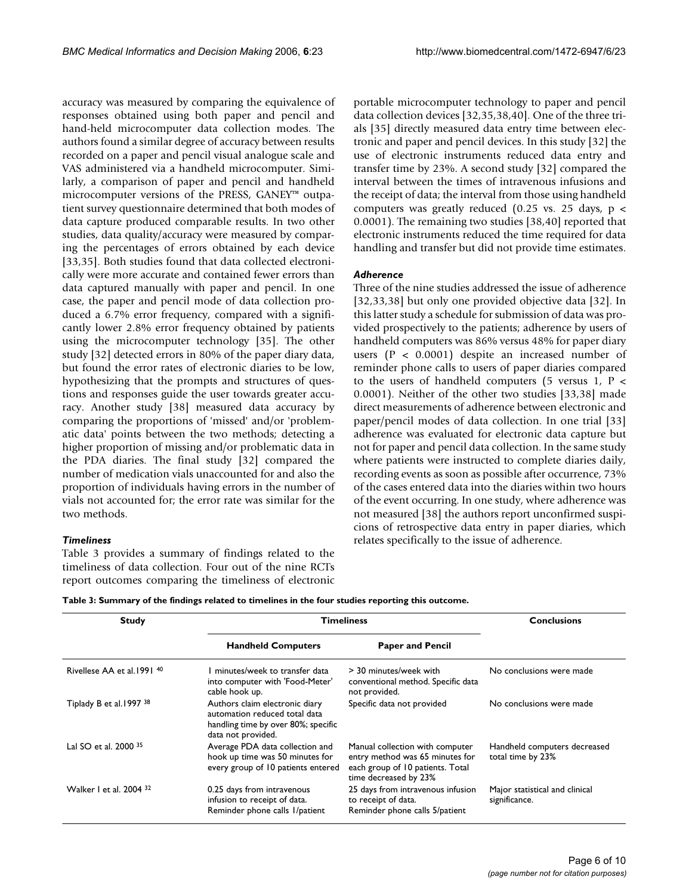accuracy was measured by comparing the equivalence of responses obtained using both paper and pencil and hand-held microcomputer data collection modes. The authors found a similar degree of accuracy between results recorded on a paper and pencil visual analogue scale and VAS administered via a handheld microcomputer. Similarly, a comparison of paper and pencil and handheld microcomputer versions of the PRESS, GANEY™ outpatient survey questionnaire determined that both modes of data capture produced comparable results. In two other studies, data quality/accuracy were measured by comparing the percentages of errors obtained by each device [33,35]. Both studies found that data collected electronically were more accurate and contained fewer errors than data captured manually with paper and pencil. In one case, the paper and pencil mode of data collection produced a 6.7% error frequency, compared with a significantly lower 2.8% error frequency obtained by patients using the microcomputer technology [35]. The other study [32] detected errors in 80% of the paper diary data, but found the error rates of electronic diaries to be low, hypothesizing that the prompts and structures of questions and responses guide the user towards greater accuracy. Another study [38] measured data accuracy by comparing the proportions of 'missed' and/or 'problematic data' points between the two methods; detecting a higher proportion of missing and/or problematic data in the PDA diaries. The final study [32] compared the number of medication vials unaccounted for and also the proportion of individuals having errors in the number of vials not accounted for; the error rate was similar for the two methods.

### *Timeliness*

Table 3 provides a summary of findings related to the timeliness of data collection. Four out of the nine RCTs report outcomes comparing the timeliness of electronic portable microcomputer technology to paper and pencil data collection devices [32,35,38,40]. One of the three trials [35] directly measured data entry time between electronic and paper and pencil devices. In this study [32] the use of electronic instruments reduced data entry and transfer time by 23%. A second study [32] compared the interval between the times of intravenous infusions and the receipt of data; the interval from those using handheld computers was greatly reduced (0.25 vs. 25 days, $p < 0.0001$). The remaining two studies [38,40] reported that electronic instruments reduced the time required for data handling and transfer but did not provide time estimates.

### *Adherence*

Three of the nine studies addressed the issue of adherence [32,33,38] but only one provided objective data [32]. In this latter study a schedule for submission of data was provided prospectively to the patients; adherence by users of handheld computers was 86% versus 48% for paper diary users ($P < 0.0001$) despite an increased number of reminder phone calls to users of paper diaries compared to the users of handheld computers (5 versus 1, $P < 0.0001$). Neither of the other two studies [33,38] made direct measurements of adherence between electronic and paper/pencil modes of data collection. In one trial [33] adherence was evaluated for electronic data capture but not for paper and pencil data collection. In the same study where patients were instructed to complete diaries daily, recording events as soon as possible after occurrence, 73% of the cases entered data into the diaries within two hours of the event occurring. In one study, where adherence was not measured [38] the authors report unconfirmed suspicions of retrospective data entry in paper diaries, which relates specifically to the issue of adherence.

**Table 3: Summary of the findings related to timelines in the four studies reporting this outcome.**

| Study | Timeliness | | Conclusions |
|---|---|---|---|
| | Handheld Computers | Paper and Pencil | |
| Rivellese AA et al.1991 [40] | 1 minutes/week to transfer data into computer with 'Food-Meter' cable hook up. | > 30 minutes/week with conventional method. Specific data not provided. | No conclusions were made |
| Tiplady B et al.1997 [38] | Authors claim electronic diary automation reduced total data handling time by over 80%; specific data not provided. | Specific data not provided | No conclusions were made |
| Lal SO et al. 2000 [35] | Average PDA data collection and hook up time was 50 minutes for every group of 10 patients entered | Manual collection with computer entry method was 65 minutes for each group of 10 patients. Total time decreased by 23% | Handheld computers decreased total time by 23% |
| Walker I et al. 2004 [32] | 0.25 days from intravenous infusion to receipt of data. Reminder phone calls 1/patient | 25 days from intravenous infusion to receipt of data. Reminder phone calls 5/patient | Major statistical and clinical significance. |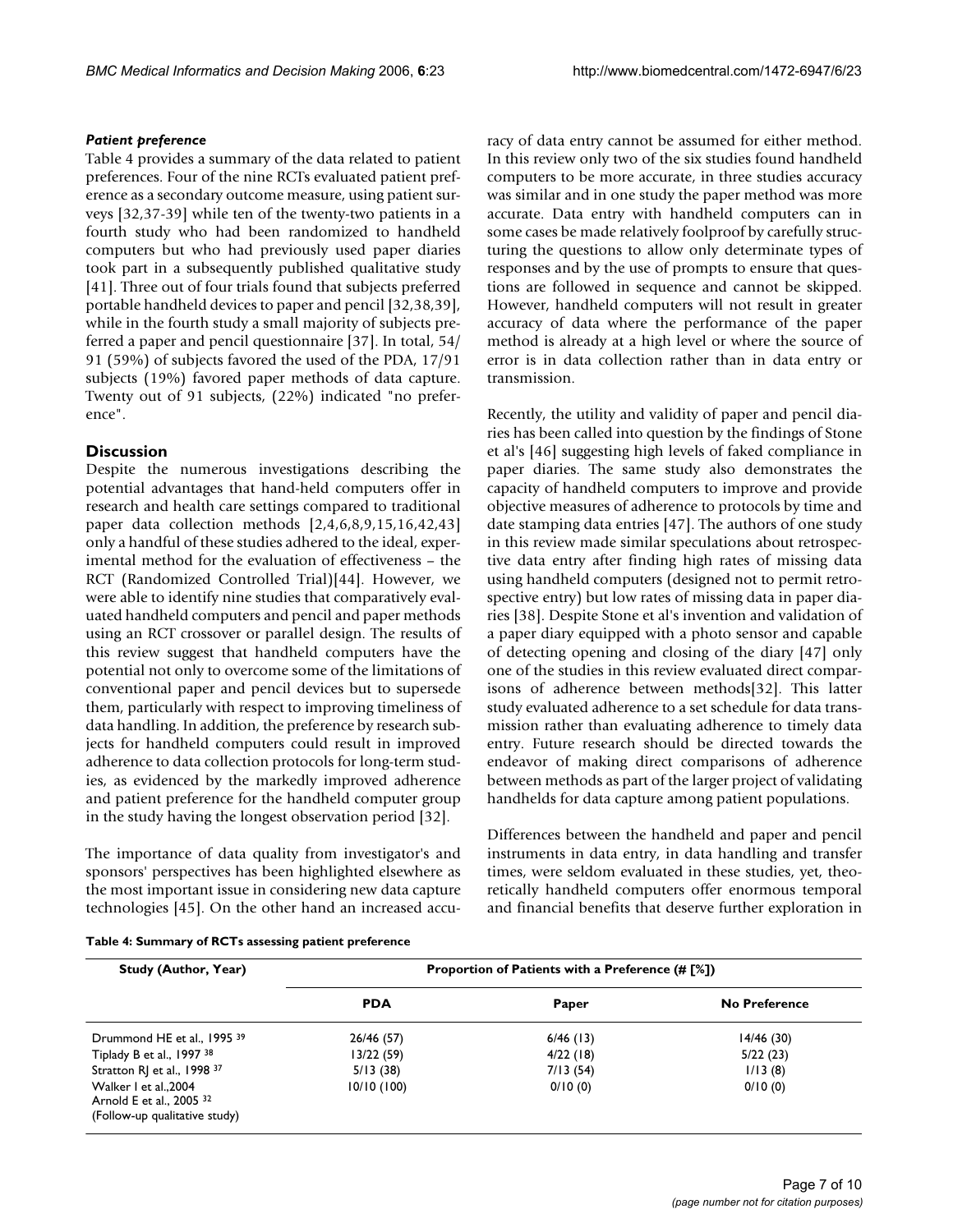### *Patient preference*

Table 4 provides a summary of the data related to patient preferences. Four of the nine RCTs evaluated patient preference as a secondary outcome measure, using patient surveys [32,37-39] while ten of the twenty-two patients in a fourth study who had been randomized to handheld computers but who had previously used paper diaries took part in a subsequently published qualitative study [41]. Three out of four trials found that subjects preferred portable handheld devices to paper and pencil [32,38,39], while in the fourth study a small majority of subjects preferred a paper and pencil questionnaire [37]. In total, 54/91 (59%) of subjects favored the used of the PDA, 17/91 subjects (19%) favored paper methods of data capture. Twenty out of 91 subjects, (22%) indicated "no preference".

## Discussion

Despite the numerous investigations describing the potential advantages that hand-held computers offer in research and health care settings compared to traditional paper data collection methods [2,4,6,8,9,15,16,42,43] only a handful of these studies adhered to the ideal, experimental method for the evaluation of effectiveness – the RCT (Randomized Controlled Trial)[44]. However, we were able to identify nine studies that comparatively evaluated handheld computers and pencil and paper methods using an RCT crossover or parallel design. The results of this review suggest that handheld computers have the potential not only to overcome some of the limitations of conventional paper and pencil devices but to supersede them, particularly with respect to improving timeliness of data handling. In addition, the preference by research subjects for handheld computers could result in improved adherence to data collection protocols for long-term studies, as evidenced by the markedly improved adherence and patient preference for the handheld computer group in the study having the longest observation period [32].

The importance of data quality from investigator's and sponsors' perspectives has been highlighted elsewhere as the most important issue in considering new data capture technologies [45]. On the other hand an increased accuracy of data entry cannot be assumed for either method. In this review only two of the six studies found handheld computers to be more accurate, in three studies accuracy was similar and in one study the paper method was more accurate. Data entry with handheld computers can in some cases be made relatively foolproof by carefully structuring the questions to allow only determinate types of responses and by the use of prompts to ensure that questions are followed in sequence and cannot be skipped. However, handheld computers will not result in greater accuracy of data where the performance of the paper method is already at a high level or where the source of error is in data collection rather than in data entry or transmission.

Recently, the utility and validity of paper and pencil diaries has been called into question by the findings of Stone et al's [46] suggesting high levels of faked compliance in paper diaries. The same study also demonstrates the capacity of handheld computers to improve and provide objective measures of adherence to protocols by time and date stamping data entries [47]. The authors of one study in this review made similar speculations about retrospective data entry after finding high rates of missing data using handheld computers (designed not to permit retrospective entry) but low rates of missing data in paper diaries [38]. Despite Stone et al's invention and validation of a paper diary equipped with a photo sensor and capable of detecting opening and closing of the diary [47] only one of the studies in this review evaluated direct comparisons of adherence between methods[32]. This latter study evaluated adherence to a set schedule for data transmission rather than evaluating adherence to timely data entry. Future research should be directed towards the endeavor of making direct comparisons of adherence between methods as part of the larger project of validating handhelds for data capture among patient populations.

Differences between the handheld and paper and pencil instruments in data entry, in data handling and transfer times, were seldom evaluated in these studies, yet, theoretically handheld computers offer enormous temporal and financial benefits that deserve further exploration in

**Table 4: Summary of RCTs assessing patient preference**

| Study (Author, Year) | Proportion of Patients with a Preference (# [%]) | | |
|---|---|---|---|
| | **PDA** | **Paper** | **No Preference** |
| Drummond HE et al., 1995 [39] | 26/46 (57) | 6/46 (13) | 14/46 (30) |
| Tiplady B et al., 1997 [38] | 13/22 (59) | 4/22 (18) | 5/22 (23) |
| Stratton RJ et al., 1998 [37] | 5/13 (38) | 7/13 (54) | 1/13 (8) |
| Walker I et al.,2004 Arnold E et al., 2005 [32] (Follow-up qualitative study) | 10/10 (100) | 0/10 (0) | 0/10 (0) |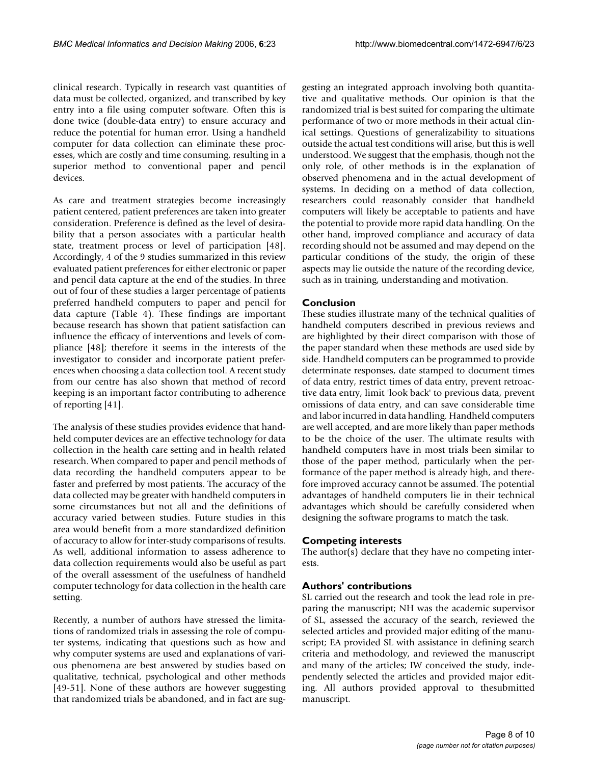clinical research. Typically in research vast quantities of data must be collected, organized, and transcribed by key entry into a file using computer software. Often this is done twice (double-data entry) to ensure accuracy and reduce the potential for human error. Using a handheld computer for data collection can eliminate these processes, which are costly and time consuming, resulting in a superior method to conventional paper and pencil devices.

As care and treatment strategies become increasingly patient centered, patient preferences are taken into greater consideration. Preference is defined as the level of desirability that a person associates with a particular health state, treatment process or level of participation [48]. Accordingly, 4 of the 9 studies summarized in this review evaluated patient preferences for either electronic or paper and pencil data capture at the end of the studies. In three out of four of these studies a larger percentage of patients preferred handheld computers to paper and pencil for data capture (Table 4). These findings are important because research has shown that patient satisfaction can influence the efficacy of interventions and levels of compliance [48]; therefore it seems in the interests of the investigator to consider and incorporate patient preferences when choosing a data collection tool. A recent study from our centre has also shown that method of record keeping is an important factor contributing to adherence of reporting [41].

The analysis of these studies provides evidence that handheld computer devices are an effective technology for data collection in the health care setting and in health related research. When compared to paper and pencil methods of data recording the handheld computers appear to be faster and preferred by most patients. The accuracy of the data collected may be greater with handheld computers in some circumstances but not all and the definitions of accuracy varied between studies. Future studies in this area would benefit from a more standardized definition of accuracy to allow for inter-study comparisons of results. As well, additional information to assess adherence to data collection requirements would also be useful as part of the overall assessment of the usefulness of handheld computer technology for data collection in the health care setting.

Recently, a number of authors have stressed the limitations of randomized trials in assessing the role of computer systems, indicating that questions such as how and why computer systems are used and explanations of various phenomena are best answered by studies based on qualitative, technical, psychological and other methods [49-51]. None of these authors are however suggesting that randomized trials be abandoned, and in fact are suggesting an integrated approach involving both quantitative and qualitative methods. Our opinion is that the randomized trial is best suited for comparing the ultimate performance of two or more methods in their actual clinical settings. Questions of generalizability to situations outside the actual test conditions will arise, but this is well understood. We suggest that the emphasis, though not the only role, of other methods is in the explanation of observed phenomena and in the actual development of systems. In deciding on a method of data collection, researchers could reasonably consider that handheld computers will likely be acceptable to patients and have the potential to provide more rapid data handling. On the other hand, improved compliance and accuracy of data recording should not be assumed and may depend on the particular conditions of the study, the origin of these aspects may lie outside the nature of the recording device, such as in training, understanding and motivation.

## Conclusion

These studies illustrate many of the technical qualities of handheld computers described in previous reviews and are highlighted by their direct comparison with those of the paper standard when these methods are used side by side. Handheld computers can be programmed to provide determinate responses, date stamped to document times of data entry, restrict times of data entry, prevent retroactive data entry, limit 'look back' to previous data, prevent omissions of data entry, and can save considerable time and labor incurred in data handling. Handheld computers are well accepted, and are more likely than paper methods to be the choice of the user. The ultimate results with handheld computers have in most trials been similar to those of the paper method, particularly when the performance of the paper method is already high, and therefore improved accuracy cannot be assumed. The potential advantages of handheld computers lie in their technical advantages which should be carefully considered when designing the software programs to match the task.

## Competing interests

The author(s) declare that they have no competing interests.

## Authors' contributions

SL carried out the research and took the lead role in preparing the manuscript; NH was the academic supervisor of SL, assessed the accuracy of the search, reviewed the selected articles and provided major editing of the manuscript; EA provided SL with assistance in defining search criteria and methodology, and reviewed the manuscript and many of the articles; IW conceived the study, independently selected the articles and provided major editing. All authors provided approval to thesubmitted manuscript.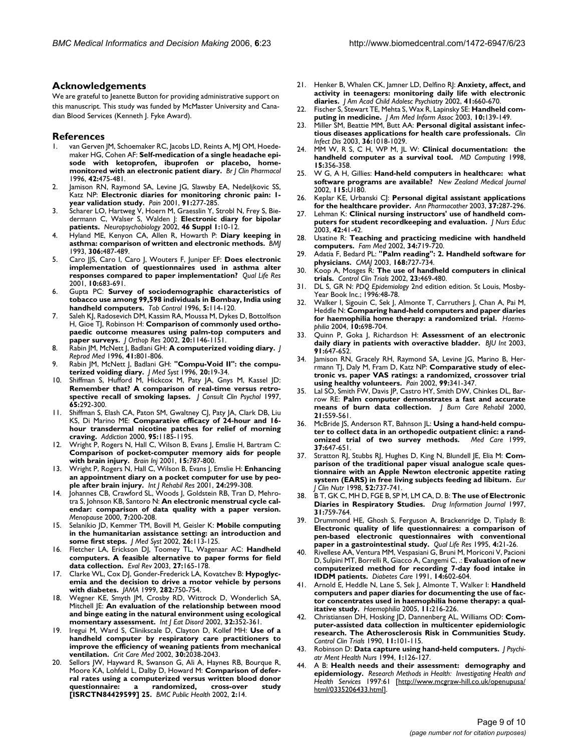## Acknowledgements

We are grateful to Jeanette Button for providing administrative support on this manuscript. This study was funded by McMaster University and Canadian Blood Services (Kenneth J. Fyke Award).

## References

1. van Gerven JM, Schoemaker RC, Jacobs LD, Reints A, MJ OM, Hoedemaker HG, Cohen AF: **Self-medication of a single headache episode with ketoprofen, ibuprofen or placebo, home-monitored with an electronic patient diary.** *Br J Clin Pharmacol* 1996, **42**:475-481.
2. Jamison RN, Raymond SA, Levine JG, Slawsby EA, Nedeljkovic SS, Katz NP: **Electronic diaries for monitoring chronic pain: 1-year validation study.** *Pain* 2001, **91**:277-285.
3. Scharer LO, Hartweg V, Hoern M, Graesslin Y, Strobl N, Frey S, Biedermann C, Walser S, Walden J: **Electronic diary for bipolar patients.** *Neuropsychobiology* 2002, **46 Suppl 1**:10-12.
4. Hyland ME, Kenyon CA, Allen R, Howarth P: **Diary keeping in asthma: comparison of written and electronic methods.** *BMJ* 1993, **306**:487-489.
5. Caro JJS, Caro I, Caro J, Wouters F, Juniper EF: **Does electronic implementation of questionnaires used in asthma alter responses compared to paper implementation?** *Qual Life Res* 2001, **10**:683-691.
6. Gupta PC: **Survey of sociodemographic characteristics of tobacco use among 99,598 individuals in Bombay, India using handheld computers.** *Tob Control* 1996, **5**:114-120.
7. Saleh KJ, Radosevich DM, Kassim RA, Moussa M, Dykes D, Bottolfson H, Gioe TJ, Robinson H: **Comparison of commonly used orthopaedic outcome measures using palm-top computers and paper surveys.** *J Orthop Res* 2002, **20**:1146-1151.
8. Rabin JM, McNett J, Badlani GH: **A computerized voiding diary.** *J Reprod Med* 1996, **41**:801-806.
9. Rabin JM, McNett J, Badlani GH: **"Compu-Void II": the computerized voiding diary.** *J Med Syst* 1996, **20**:19-34.
10. Shiffman S, Hufford M, Hickcox M, Paty JA, Gnys M, Kassel JD: **Remember that? A comparison of real-time versus retrospective recall of smoking lapses.** *J Consult Clin Psychol* 1997, **65**:292-300.
11. Shiffman S, Elash CA, Paton SM, Gwaltney CJ, Paty JA, Clark DB, Liu KS, Di Marino ME: **Comparative efficacy of 24-hour and 16-hour transdermal nicotine patches for relief of morning craving.** *Addiction* 2000, **95**:1185-1195.
12. Wright P, Rogers N, Hall C, Wilson B, Evans J, Emslie H, Bartram C: **Comparison of pocket-computer memory aids for people with brain injury.** *Brain Inj* 2001, **15**:787-800.
13. Wright P, Rogers N, Hall C, Wilson B, Evans J, Emslie H: **Enhancing an appointment diary on a pocket computer for use by people after brain injury.** *Int J Rehabil Res* 2001, **24**:299-308.
14. Johannes CB, Crawford SL, Woods J, Goldstein RB, Tran D, Mehrotra S, Johnson KB, Santoro N: **An electronic menstrual cycle calendar: comparison of data quality with a paper version.** *Menopause* 2000, **7**:200-208.
15. Selanikio JD, Kemmer TM, Bovill M, Geisler K: **Mobile computing in the humanitarian assistance setting: an introduction and some first steps.** *J Med Syst* 2002, **26**:113-125.
16. Fletcher LA, Erickson DJ, Toomey TL, Wagenaar AC: **Handheld computers. A feasible alternative to paper forms for field data collection.** *Eval Rev* 2003, **27**:165-178.
17. Clarke WL, Cox DJ, Gonder-Frederick LA, Kovatchev B: **Hypoglycemia and the decision to drive a motor vehicle by persons with diabetes.** *JAMA* 1999, **282**:750-754.
18. Wegner KE, Smyth JM, Crosby RD, Wittrock D, Wonderlich SA, Mitchell JE: **An evaluation of the relationship between mood and binge eating in the natural environment using ecological momentary assessment.** *Int J Eat Disord* 2002, **32**:352-361.
19. Iregui M, Ward S, Clinikscale D, Clayton D, Kollef MH: **Use of a handheld computer by respiratory care practitioners to improve the efficiency of weaning patients from mechanical ventilation.** *Crit Care Med* 2002, **30**:2038-2043.
20. Sellors JW, Hayward R, Swanson G, Ali A, Haynes RB, Bourque R, Moore KA, Lohfeld L, Dalby D, Howard M: **Comparison of deferral rates using a computerized versus written blood donor questionnaire: a randomized, cross-over study [ISRCTN84429599] 25.** *BMC Public Health* 2002, **2**:14.
21. Henker B, Whalen CK, Jamner LD, Delfino RJ: **Anxiety, affect, and activity in teenagers: monitoring daily life with electronic diaries.** *J Am Acad Child Adolesc Psychiatry* 2002, **41**:660-670.
22. Fischer S, Stewart TE, Mehta S, Wax R, Lapinsky SE: **Handheld computing in medicine.** *J Am Med Inform Assoc* 2003, **10**:139-149.
23. Miller SM, Beattie MM, Butt AA: **Personal digital assistant infectious diseases applications for health care professionals.** *Clin Infect Dis* 2003, **36**:1018-1029.
24. MM W, R S, C H, WP M, JL W: **Clinical documentation: the handheld computer as a survival tool.** *MD Computing* 1998, **15**:356-358.
25. W G, A H, Gillies: **Hand-held computers in healthcare: what software programs are available?** *New Zealand Medical Journal* 2002, **115**:U180.
26. Keplar KE, Urbanski CJ: **Personal digital assistant applications for the healthcare provider.** *Ann Pharmacother* 2003, **37**:287-296.
27. Lehman K: **Clinical nursing instructors' use of handheld computers for student recordkeeping and evaluation.** *J Nurs Educ* 2003, **42**:41-42.
28. Usatine R: **Teaching and practicing medicine with handheld computers.** *Fam Med* 2002, **34**:719-720.
29. Adatia F, Bedard PL: **"Palm reading": 2. Handheld software for physicians.** *CMAJ* 2003, **168**:727-734.
30. Koop A, Mosges R: **The use of handheld computers in clinical trials.** *Control Clin Trials* 2002, **23**:469-480.
31. DL S, GR N: *PDQ Epidemiology* 2nd edition edition. St Louis, Mosby-Year Book Inc.; 1996:48-78.
32. Walker I, Sigouin C, Sek J, Almonte T, Carruthers J, Chan A, Pai M, Heddle N: **Comparing hand-held computers and paper diaries for haemophilia home therapy: a randomized trial.** *Haemophilia* 2004, **10**:698-704.
33. Quinn P, Goka J, Richardson H: **Assessment of an electronic daily diary in patients with overactive bladder.** *BJU Int* 2003, **91**:647-652.
34. Jamison RN, Gracely RH, Raymond SA, Levine JG, Marino B, Herrmann TJ, Daly M, Fram D, Katz NP: **Comparative study of electronic vs. paper VAS ratings: a randomized, crossover trial using healthy volunteers.** *Pain* 2002, **99**:341-347.
35. Lal SO, Smith FW, Davis JP, Castro HY, Smith DW, Chinkes DL, Barrow RE: **Palm computer demonstrates a fast and accurate means of burn data collection.** *J Burn Care Rehabil* 2000, **21**:559-561.
36. McBride JS, Anderson RT, Bahnson JL: **Using a hand-held computer to collect data in an orthopedic outpatient clinic: a randomized trial of two survey methods.** *Med Care* 1999, **37**:647-651.
37. Stratton RJ, Stubbs RJ, Hughes D, King N, Blundell JE, Elia M: **Comparison of the traditional paper visual analogue scale questionnaire with an Apple Newton electronic appetite rating system (EARS) in free living subjects feeding ad libitum.** *Eur J Clin Nutr* 1998, **52**:737-741.
38. B T, GK C, MH D, FGE B, SP M, LM CA, D. B: **The use of Electronic Diaries in Respiratory Studies.** *Drug Information Journal* 1997, **31**:759-764.
39. Drummond HE, Ghosh S, Ferguson A, Brackenridge D, Tiplady B: **Electronic quality of life questionnaires: a comparison of pen-based electronic questionnaires with conventional paper in a gastrointestinal study.** *Qual Life Res* 1995, **4**:21-26.
40. Rivellese AA, Ventura MM, Vespasiani G, Bruni M, Moriconi V, Pacioni D, Sulpini MT, Borrelli R, Giacco A, Cangemi C, .: **Evaluation of new computerized method for recording 7-day food intake in IDDM patients.** *Diabetes Care* 1991, **14**:602-604.
41. Arnold E, Heddle N, Lane S, Sek J, Almonte T, Walker I: **Handheld computers and paper diaries for documenting the use of factor concentrates used in haemophilia home therapy: a qualitative study.** *Haemophilia* 2005, **11**:216-226.
42. Christiansen DH, Hosking JD, Dannenberg AL, Williams OD: **Computer-assisted data collection in multicenter epidemiologic research. The Atherosclerosis Risk in Communities Study.** *Control Clin Trials* 1990, **11**:101-115.
43. Robinson D: **Data capture using hand-held computers.** *J Psychiatr Ment Health Nurs* 1994, **1**:126-127.
44. A B: **Health needs and their assessment: demography and epidemiology.** *Research Methods in Health: Investigating Health and Health Services* 1997:61 [http://www.mcgraw-hill.co.uk/openupusa/html/0335206433.html].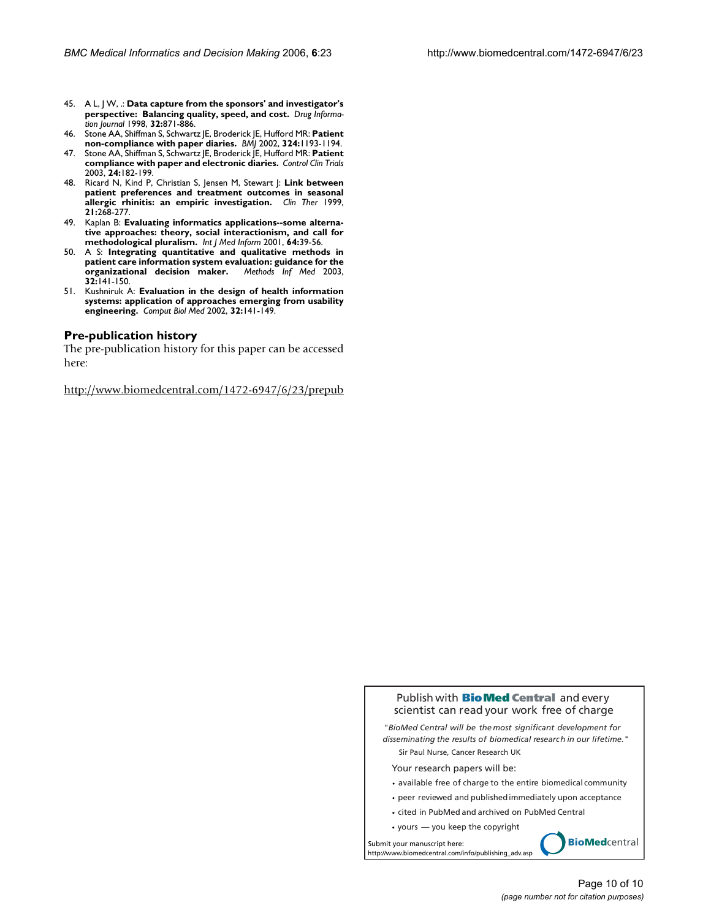45. A L, J W, .: **Data capture from the sponsors' and investigator's perspective: Balancing quality, speed, and cost.** *Drug Information Journal* 1998, **32:**871-886.
46. Stone AA, Shiffman S, Schwartz JE, Broderick JE, Hufford MR: **Patient non-compliance with paper diaries.** *BMJ* 2002, **324:**1193-1194.
47. Stone AA, Shiffman S, Schwartz JE, Broderick JE, Hufford MR: **Patient compliance with paper and electronic diaries.** *Control Clin Trials* 2003, **24:**182-199.
48. Ricard N, Kind P, Christian S, Jensen M, Stewart J: **Link between patient preferences and treatment outcomes in seasonal allergic rhinitis: an empiric investigation.** *Clin Ther* 1999, **21:**268-277.
49. Kaplan B: **Evaluating informatics applications--some alternative approaches: theory, social interactionism, and call for methodological pluralism.** *Int J Med Inform* 2001, **64:**39-56.
50. A S: **Integrating quantitative and qualitative methods in patient care information system evaluation: guidance for the organizational decision maker.** *Methods Inf Med* 2003, **32:**141-150.
51. Kushniruk A: **Evaluation in the design of health information systems: application of approaches emerging from usability engineering.** *Comput Biol Med* 2002, **32:**141-149.

## Pre-publication history

The pre-publication history for this paper can be accessed here:

http://www.biomedcentral.com/1472-6947/6/23/prepub

Publish with **BioMed Central** and every scientist can read your work free of charge

*"BioMed Central will be the most significant development for disseminating the results of biomedical research in our lifetime."*

Sir Paul Nurse, Cancer Research UK

Your research papers will be:

- available free of charge to the entire biomedical community
- peer reviewed and published immediately upon acceptance
- cited in PubMed and archived on PubMed Central
- yours — you keep the copyright

Submit your manuscript here:
http://www.biomedcentral.com/info/publishing_adv.asp

**BioMed**central